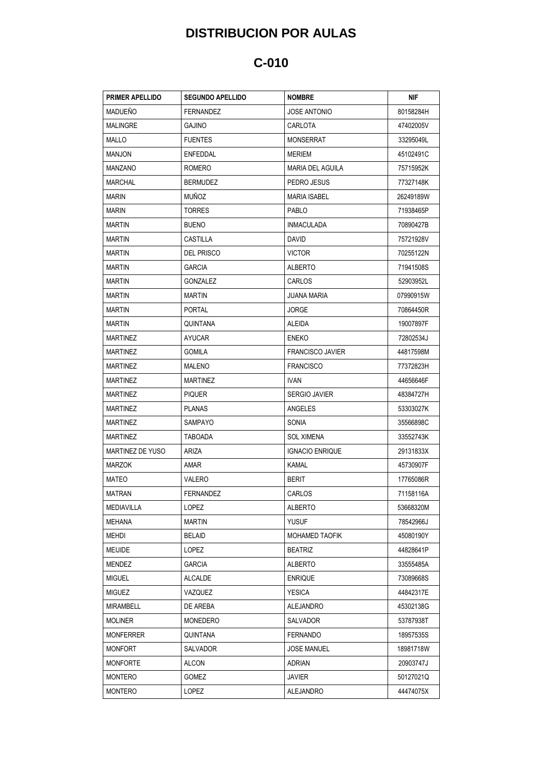# DISTRIBUCION POR AULAS

## C-010

| PRIMER APELLIDO | SEGUNDO APELLIDO | NOMBRE | NIF |
|---|---|---|---|
| MADUEÑO | FERNANDEZ | JOSE ANTONIO | 80158284H |
| MALINGRE | GAJINO | CARLOTA | 47402005V |
| MALLO | FUENTES | MONSERRAT | 33295049L |
| MANJON | ENFEDDAL | MERIEM | 45102491C |
| MANZANO | ROMERO | MARIA DEL AGUILA | 75715952K |
| MARCHAL | BERMUDEZ | PEDRO JESUS | 77327148K |
| MARIN | MUÑOZ | MARIA ISABEL | 26249189W |
| MARIN | TORRES | PABLO | 71938465P |
| MARTIN | BUENO | INMACULADA | 70890427B |
| MARTIN | CASTILLA | DAVID | 75721928V |
| MARTIN | DEL PRISCO | VICTOR | 70255122N |
| MARTIN | GARCIA | ALBERTO | 71941508S |
| MARTIN | GONZALEZ | CARLOS | 52903952L |
| MARTIN | MARTIN | JUANA MARIA | 07990915W |
| MARTIN | PORTAL | JORGE | 70864450R |
| MARTIN | QUINTANA | ALEIDA | 19007897F |
| MARTINEZ | AYUCAR | ENEKO | 72802534J |
| MARTINEZ | GOMILA | FRANCISCO JAVIER | 44817598M |
| MARTINEZ | MALENO | FRANCISCO | 77372823H |
| MARTINEZ | MARTINEZ | IVAN | 44656646F |
| MARTINEZ | PIQUER | SERGIO JAVIER | 48384727H |
| MARTINEZ | PLANAS | ANGELES | 53303027K |
| MARTINEZ | SAMPAYO | SONIA | 35566898C |
| MARTINEZ | TABOADA | SOL XIMENA | 33552743K |
| MARTINEZ DE YUSO | ARIZA | IGNACIO ENRIQUE | 29131833X |
| MARZOK | AMAR | KAMAL | 45730907F |
| MATEO | VALERO | BERIT | 17765086R |
| MATRAN | FERNANDEZ | CARLOS | 71158116A |
| MEDIAVILLA | LOPEZ | ALBERTO | 53668320M |
| MEHANA | MARTIN | YUSUF | 78542966J |
| MEHDI | BELAID | MOHAMED TAOFIK | 45080190Y |
| MEIJIDE | LOPEZ | BEATRIZ | 44828641P |
| MENDEZ | GARCIA | ALBERTO | 33555485A |
| MIGUEL | ALCALDE | ENRIQUE | 73089668S |
| MIGUEZ | VAZQUEZ | YESICA | 44842317E |
| MIRAMBELL | DE AREBA | ALEJANDRO | 45302138G |
| MOLINER | MONEDERO | SALVADOR | 53787938T |
| MONFERRER | QUINTANA | FERNANDO | 18957535S |
| MONFORT | SALVADOR | JOSE MANUEL | 18981718W |
| MONFORTE | ALCON | ADRIAN | 20903747J |
| MONTERO | GOMEZ | JAVIER | 50127021Q |
| MONTERO | LOPEZ | ALEJANDRO | 44474075X |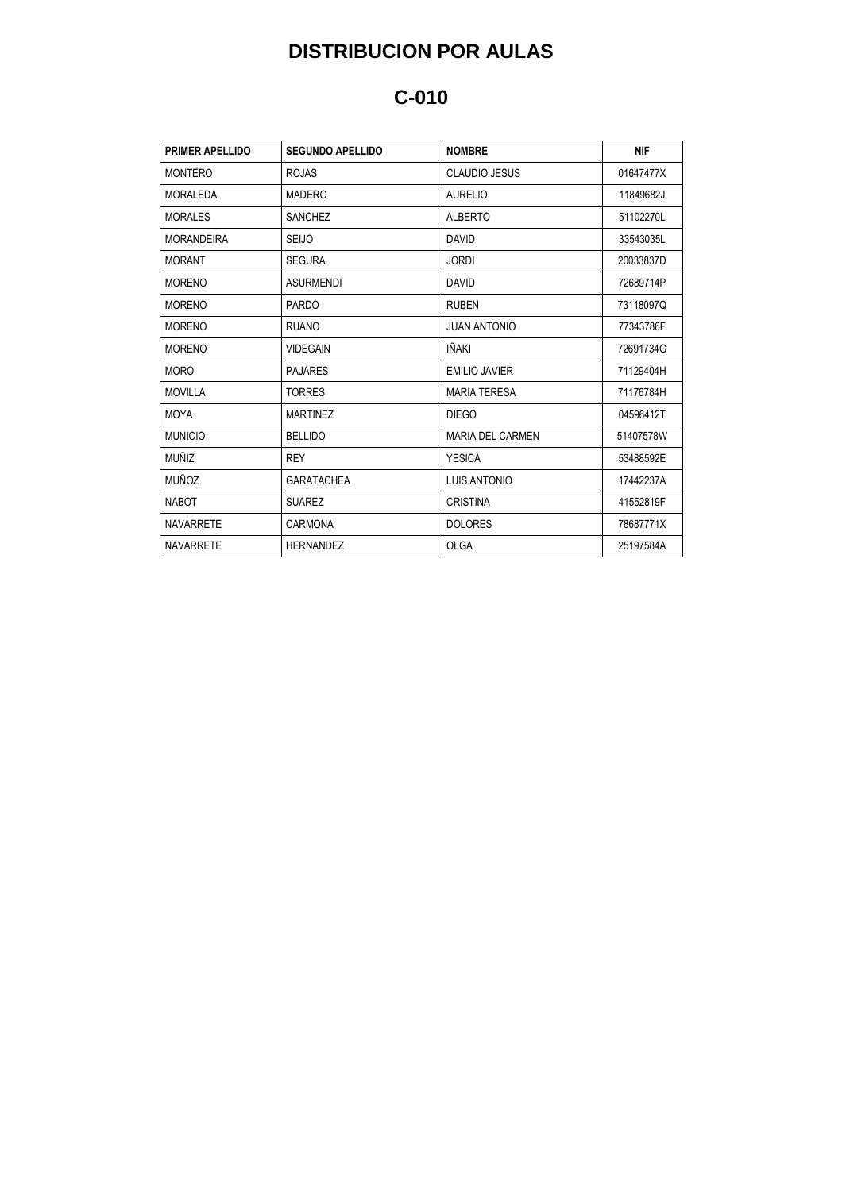# DISTRIBUCION POR AULAS

## C-010

| PRIMER APELLIDO | SEGUNDO APELLIDO | NOMBRE | NIF |
|---|---|---|---|
| MONTERO | ROJAS | CLAUDIO JESUS | 01647477X |
| MORALEDA | MADERO | AURELIO | 11849682J |
| MORALES | SANCHEZ | ALBERTO | 51102270L |
| MORANDEIRA | SEIJO | DAVID | 33543035L |
| MORANT | SEGURA | JORDI | 20033837D |
| MORENO | ASURMENDI | DAVID | 72689714P |
| MORENO | PARDO | RUBEN | 73118097Q |
| MORENO | RUANO | JUAN ANTONIO | 77343786F |
| MORENO | VIDEGAIN | IÑAKI | 72691734G |
| MORO | PAJARES | EMILIO JAVIER | 71129404H |
| MOVILLA | TORRES | MARIA TERESA | 71176784H |
| MOYA | MARTINEZ | DIEGO | 04596412T |
| MUNICIO | BELLIDO | MARIA DEL CARMEN | 51407578W |
| MUÑIZ | REY | YESICA | 53488592E |
| MUÑOZ | GARATACHEA | LUIS ANTONIO | 17442237A |
| NABOT | SUAREZ | CRISTINA | 41552819F |
| NAVARRETE | CARMONA | DOLORES | 78687771X |
| NAVARRETE | HERNANDEZ | OLGA | 25197584A |